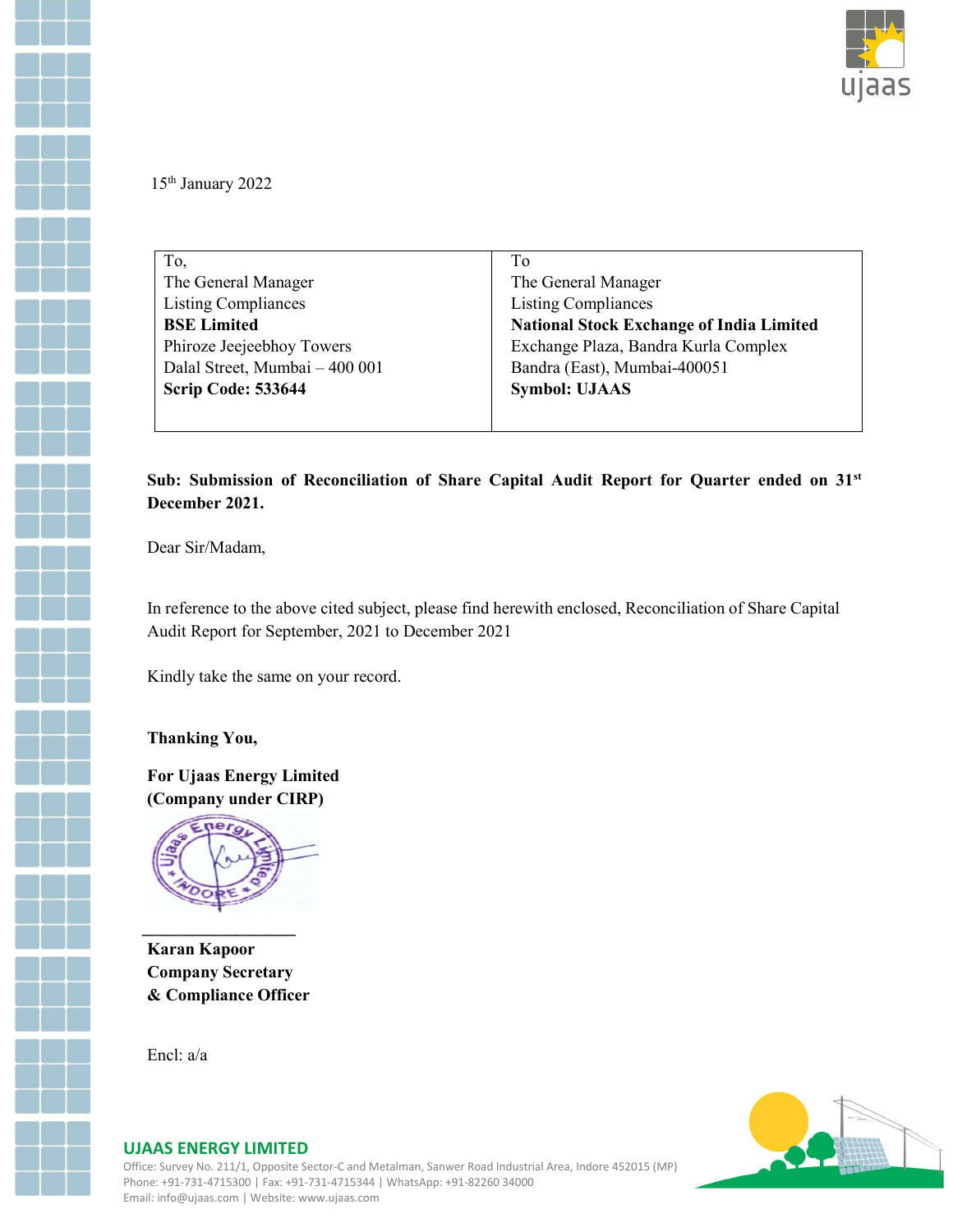15th January 2022

| To,<br>The General Manager<br>Listing Compliances<br>**BSE Limited**<br>Phiroze Jeejeebhoy Towers<br>Dalal Street, Mumbai – 400 001<br>**Scrip Code: 533644** | To<br>The General Manager<br>Listing Compliances<br>**National Stock Exchange of India Limited**<br>Exchange Plaza, Bandra Kurla Complex<br>Bandra (East), Mumbai-400051<br>**Symbol: UJAAS** |
|---|---|

**Sub: Submission of Reconciliation of Share Capital Audit Report for Quarter ended on 31st December 2021.**

Dear Sir/Madam,

In reference to the above cited subject, please find herewith enclosed, Reconciliation of Share Capital Audit Report for September, 2021 to December 2021

Kindly take the same on your record.

**Thanking You,**

**For Ujaas Energy Limited**
**(Company under CIRP)**

**Karan Kapoor**
**Company Secretary**
**& Compliance Officer**

Encl: a/a

**UJAAS ENERGY LIMITED**
Office: Survey No. 211/1, Opposite Sector-C and Metalman, Sanwer Road Industrial Area, Indore 452015 (MP)
Phone: +91-731-4715300 | Fax: +91-731-4715344 | WhatsApp: +91-82260 34000
Email: info@ujaas.com | Website: www.ujaas.com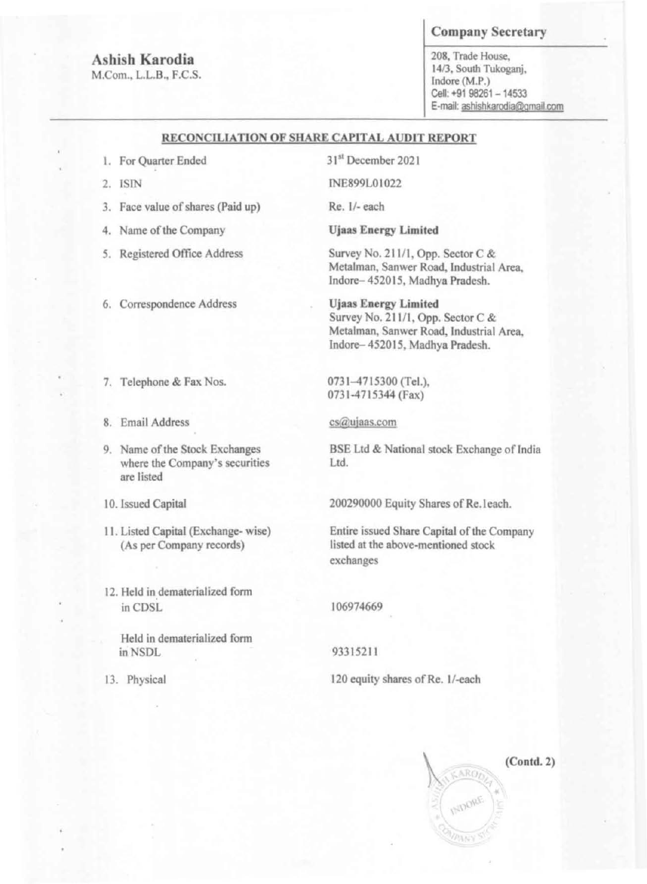**Ashish Karodia**
M.Com., L.L.B., F.C.S.

**Company Secretary**

208, Trade House,
14/3, South Tukoganj,
Indore (M.P.)
Cell: +91 98261 – 14533
E-mail: ashishkarodia@gmail.com

## RECONCILIATION OF SHARE CAPITAL AUDIT REPORT

| | |
|---|---|
| 1. For Quarter Ended | 31st December 2021 |
| 2. ISIN | INE899L01022 |
| 3. Face value of shares (Paid up) | Re. 1/- each |
| 4. Name of the Company | **Ujaas Energy Limited** |
| 5. Registered Office Address | Survey No. 211/1, Opp. Sector C & Metalman, Sanwer Road, Industrial Area, Indore– 452015, Madhya Pradesh. |
| 6. Correspondence Address | **Ujaas Energy Limited** Survey No. 211/1, Opp. Sector C & Metalman, Sanwer Road, Industrial Area, Indore– 452015, Madhya Pradesh. |
| 7. Telephone & Fax Nos. | 0731–4715300 (Tel.), 0731-4715344 (Fax) |
| 8. Email Address | cs@ujaas.com |
| 9. Name of the Stock Exchanges where the Company's securities are listed | BSE Ltd & National stock Exchange of India Ltd. |
| 10. Issued Capital | 200290000 Equity Shares of Re.1each. |
| 11. Listed Capital (Exchange- wise) (As per Company records) | Entire issued Share Capital of the Company listed at the above-mentioned stock exchanges |
| 12. Held in dematerialized form in CDSL | 106974669 |
| Held in dematerialized form in NSDL | 93315211 |
| 13. Physical | 120 equity shares of Re. 1/-each |

(Contd. 2)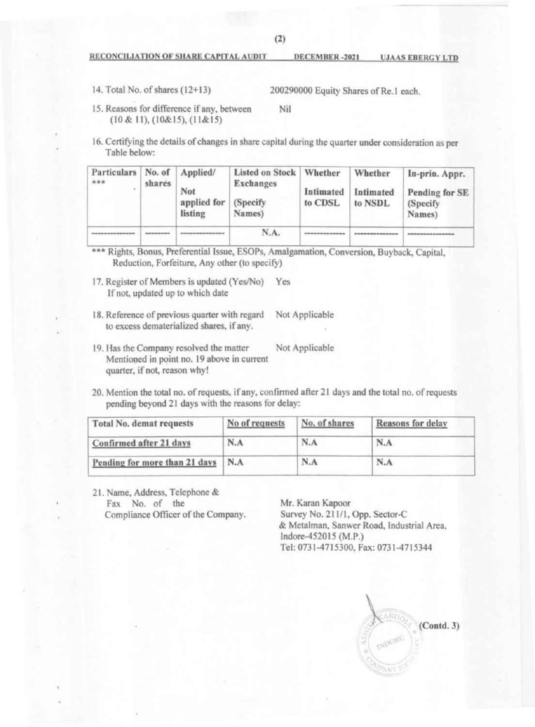14. Total No. of shares (12+13) 200290000 Equity Shares of Re.1 each.

15. Reasons for difference if any, between (10 & 11), (10&15), (11&15) Nil

16. Certifying the details of changes in share capital during the quarter under consideration as per Table below:

| Particulars *** | No. of shares | Applied/ Not applied for listing | Listed on Stock Exchanges (Specify Names) | Whether Intimated to CDSL | Whether Intimated to NSDL | In-prin. Appr. Pending for SE (Specify Names) |
|---|---|---|---|---|---|---|
| ------------ | ------ | ------------ | N.A. | ------------ | ------------ | ------------ |

*** Rights, Bonus, Preferential Issue, ESOPs, Amalgamation, Conversion, Buyback, Capital, Reduction, Forfeiture, Any other (to specify)

17. Register of Members is updated (Yes/No) Yes
    If not, updated up to which date

18. Reference of previous quarter with regard to excess dematerialized shares, if any. Not Applicable

19. Has the Company resolved the matter Mentioned in point no. 19 above in current quarter, if not, reason why! Not Applicable

20. Mention the total no. of requests, if any, confirmed after 21 days and the total no. of requests pending beyond 21 days with the reasons for delay:

| Total No. demat requests | No of requests | No. of shares | Reasons for delay |
|---|---|---|---|
| Confirmed after 21 days | N.A | N.A | N.A |
| Pending for more than 21 days | N.A | N.A | N.A |

21. Name, Address, Telephone & Fax No. of the Compliance Officer of the Company.

Mr. Karan Kapoor
Survey No. 211/1, Opp. Sector-C
& Metalman, Sanwer Road, Industrial Area,
Indore-452015 (M.P.)
Tel: 0731-4715300, Fax: 0731-4715344

(Contd. 3)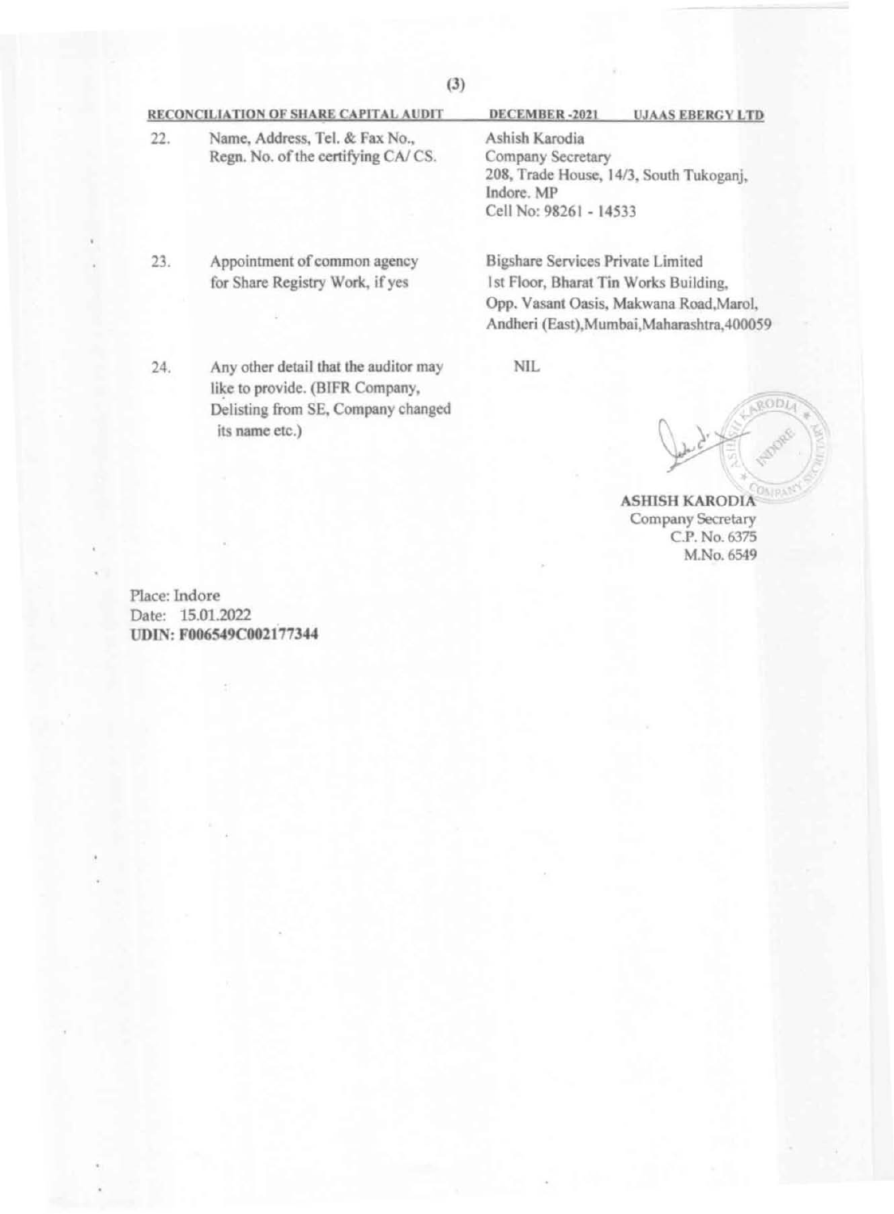RECONCILIATION OF SHARE CAPITAL AUDIT DECEMBER -2021 UJAAS EBERGY LTD

| | | |
|---|---|---|
| 22. | Name, Address, Tel. & Fax No., Regn. No. of the certifying CA/ CS. | Ashish Karodia<br>Company Secretary<br>208, Trade House, 14/3, South Tukoganj, Indore. MP<br>Cell No: 98261 - 14533 |
| 23. | Appointment of common agency for Share Registry Work, if yes | Bigshare Services Private Limited<br>1st Floor, Bharat Tin Works Building, Opp. Vasant Oasis, Makwana Road,Marol, Andheri (East),Mumbai,Maharashtra,400059 |
| 24. | Any other detail that the auditor may like to provide. (BIFR Company, Delisting from SE, Company changed its name etc.) | NIL |

**ASHISH KARODIA**
Company Secretary
C.P. No. 6375
M.No. 6549

Place: Indore
Date: 15.01.2022
**UDIN: F006549C002177344**